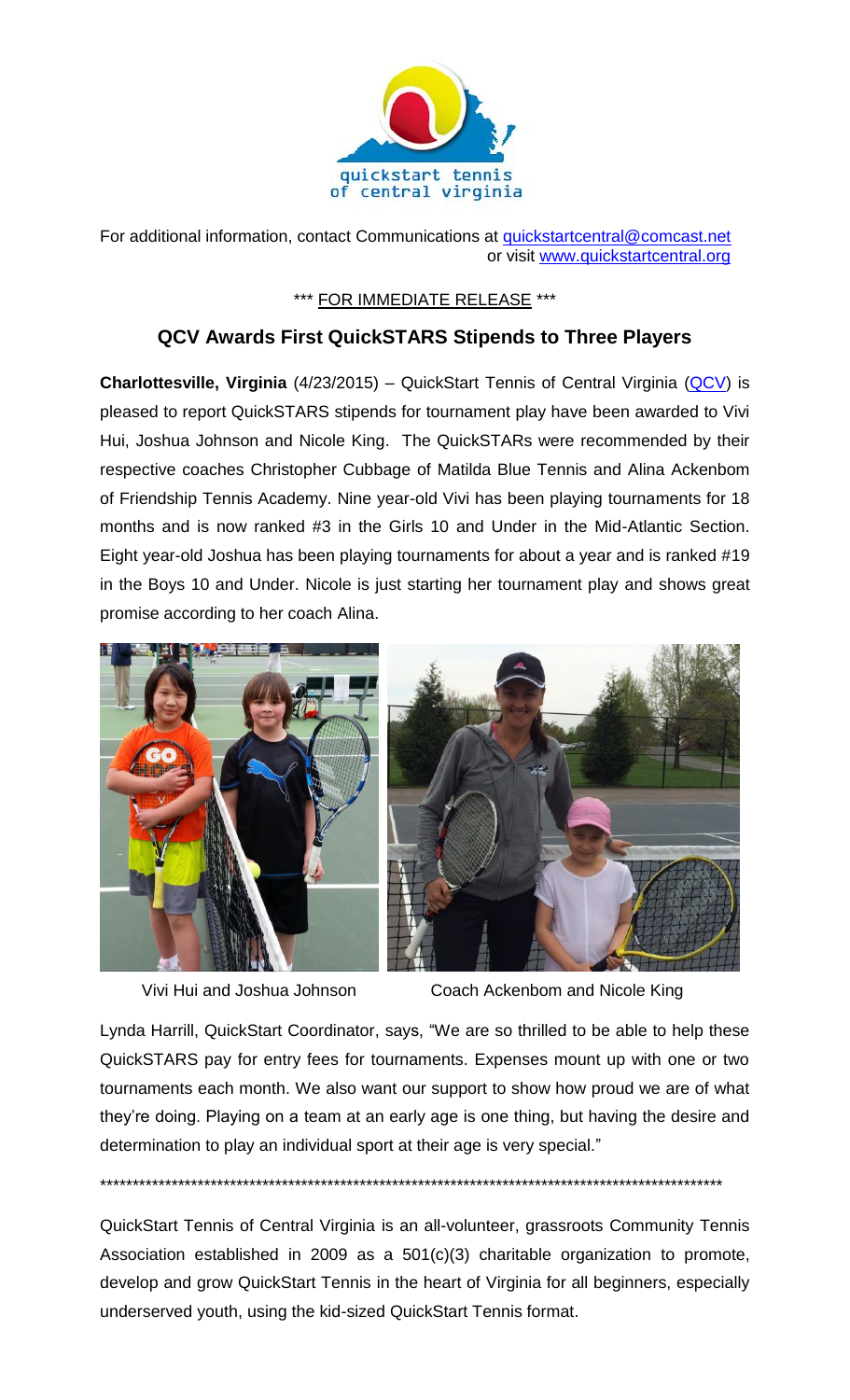quickstart tennis of central virginia

For additional information, contact Communications at quickstartcentral@comcast.net or visit www.quickstartcentral.org

\*\*\* FOR IMMEDIATE RELEASE \*\*\*

## QCV Awards First QuickSTARS Stipends to Three Players

**Charlottesville, Virginia** (4/23/2015) – QuickStart Tennis of Central Virginia (QCV) is pleased to report QuickSTARS stipends for tournament play have been awarded to Vivi Hui, Joshua Johnson and Nicole King. The QuickSTARs were recommended by their respective coaches Christopher Cubbage of Matilda Blue Tennis and Alina Ackenbom of Friendship Tennis Academy. Nine year-old Vivi has been playing tournaments for 18 months and is now ranked #3 in the Girls 10 and Under in the Mid-Atlantic Section. Eight year-old Joshua has been playing tournaments for about a year and is ranked #19 in the Boys 10 and Under. Nicole is just starting her tournament play and shows great promise according to her coach Alina.

Vivi Hui and Joshua Johnson

Coach Ackenbom and Nicole King

Lynda Harrill, QuickStart Coordinator, says, "We are so thrilled to be able to help these QuickSTARS pay for entry fees for tournaments. Expenses mount up with one or two tournaments each month. We also want our support to show how proud we are of what they're doing. Playing on a team at an early age is one thing, but having the desire and determination to play an individual sport at their age is very special."

\*\*\*\*\*\*\*\*\*\*\*\*\*\*\*\*\*\*\*\*\*\*\*\*\*\*\*\*\*\*\*\*\*\*\*\*\*\*\*\*\*\*\*\*\*\*\*\*\*\*\*\*\*\*\*\*\*\*\*\*\*\*\*\*\*\*\*\*\*\*\*\*\*\*\*\*\*\*\*\*\*\*\*\*\*\*\*\*\*\*\*\*\*\*\*\*\*\*

QuickStart Tennis of Central Virginia is an all-volunteer, grassroots Community Tennis Association established in 2009 as a 501(c)(3) charitable organization to promote, develop and grow QuickStart Tennis in the heart of Virginia for all beginners, especially underserved youth, using the kid-sized QuickStart Tennis format.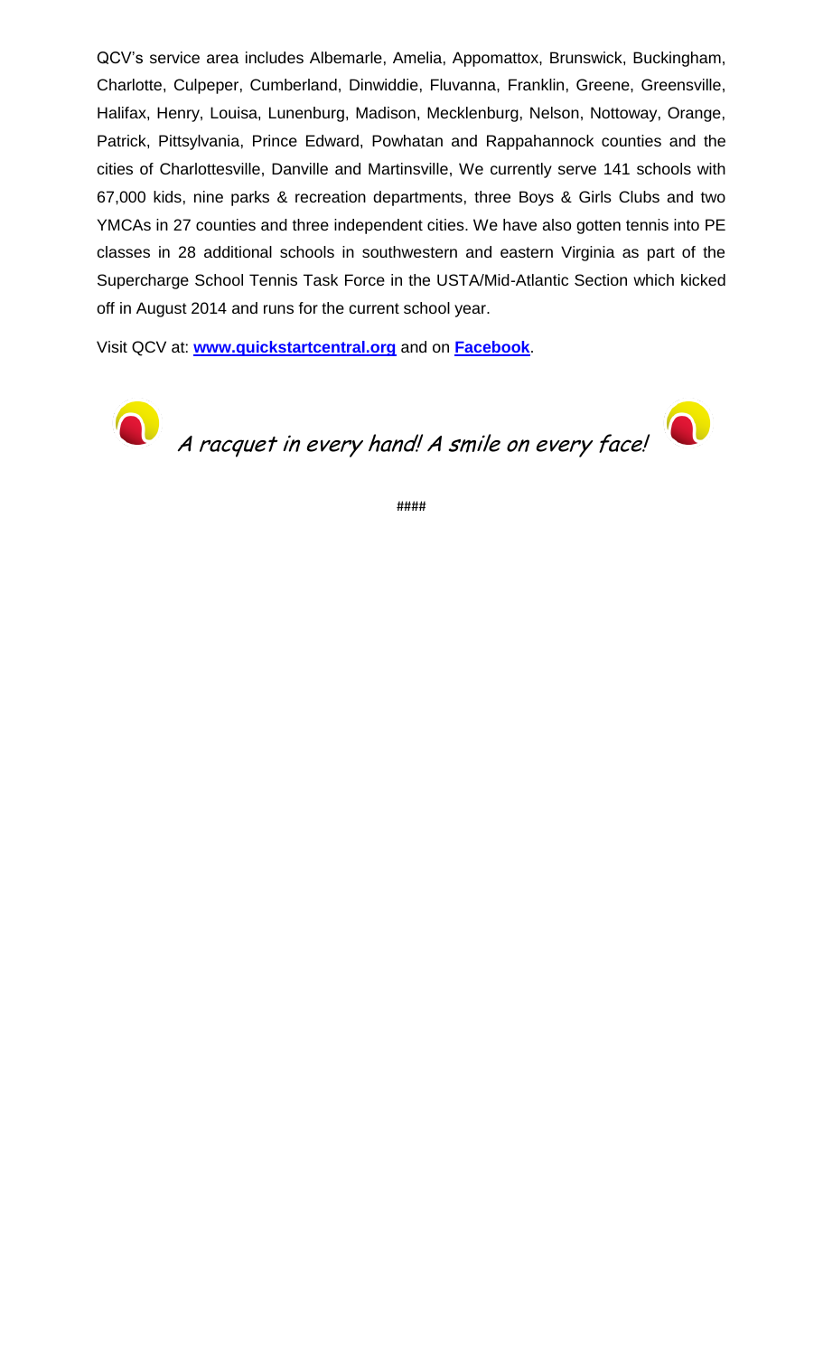QCV's service area includes Albemarle, Amelia, Appomattox, Brunswick, Buckingham, Charlotte, Culpeper, Cumberland, Dinwiddie, Fluvanna, Franklin, Greene, Greensville, Halifax, Henry, Louisa, Lunenburg, Madison, Mecklenburg, Nelson, Nottoway, Orange, Patrick, Pittsylvania, Prince Edward, Powhatan and Rappahannock counties and the cities of Charlottesville, Danville and Martinsville, We currently serve 141 schools with 67,000 kids, nine parks & recreation departments, three Boys & Girls Clubs and two YMCAs in 27 counties and three independent cities. We have also gotten tennis into PE classes in 28 additional schools in southwestern and eastern Virginia as part of the Supercharge School Tennis Task Force in the USTA/Mid-Atlantic Section which kicked off in August 2014 and runs for the current school year.

Visit QCV at: **[www.quickstartcentral.org](http://www.quickstartcentral.org)** and on **Facebook**.

*A racquet in every hand! A smile on every face!*

####